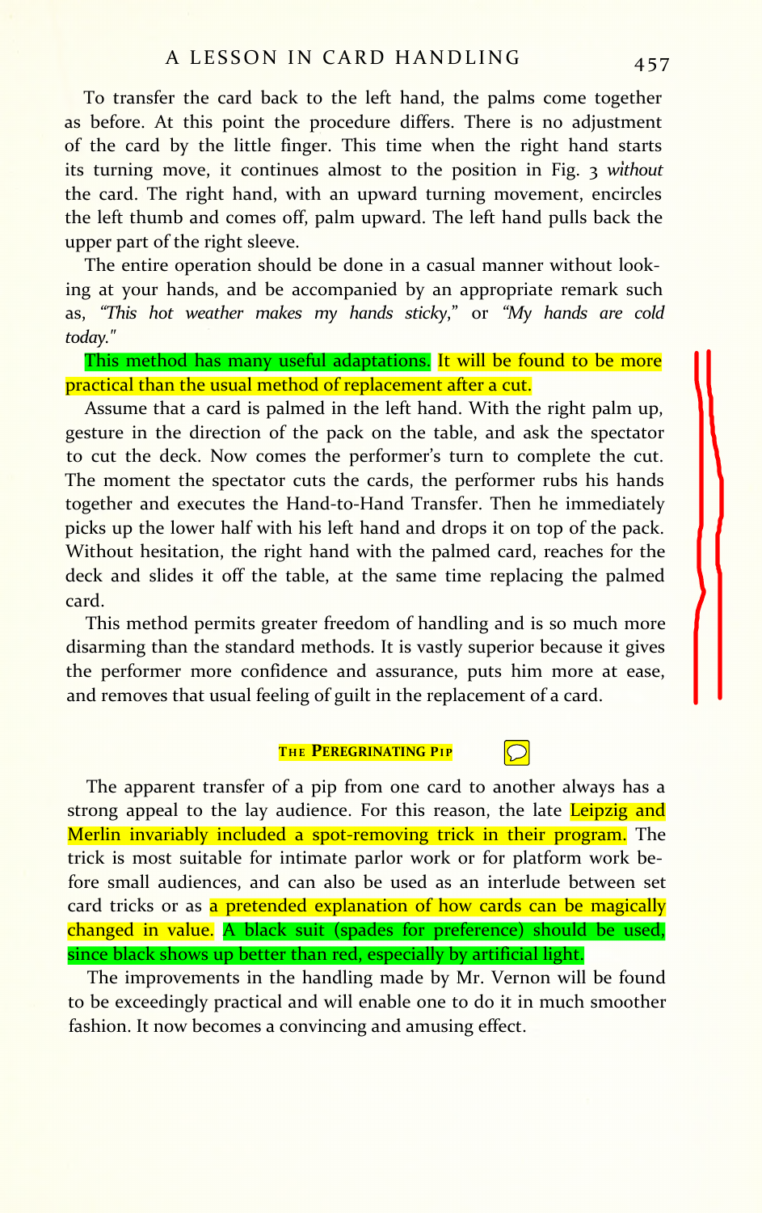To transfer the card back to the left hand, the palms come together as before. At this point the procedure differs. There is no adjustment of the card by the little finger. This time when the right hand starts its turning move, it continues almost to the position in Fig. 3 *without* the card. The right hand, with an upward turning movement, encircles the left thumb and comes off, palm upward. The left hand pulls back the upper part of the right sleeve.

The entire operation should be done in a casual manner without looking at your hands, and be accompanied by an appropriate remark such as, *"This hot weather makes my hands sticky,"* or *"My hands are cold today."*

This method has many useful adaptations. It will be found to be more practical than the usual method of replacement after a cut.

Assume that a card is palmed in the left hand. With the right palm up, gesture in the direction of the pack on the table, and ask the spectator to cut the deck. Now comes the performer's turn to complete the cut. The moment the spectator cuts the cards, the performer rubs his hands together and executes the Hand-to-Hand Transfer. Then he immediately picks up the lower half with his left hand and drops it on top of the pack. Without hesitation, the right hand with the palmed card, reaches for the deck and slides it off the table, at the same time replacing the palmed card.

This method permits greater freedom of handling and is so much more disarming than the standard methods. It is vastly superior because it gives the performer more confidence and assurance, puts him more at ease, and removes that usual feeling of guilt in the replacement of a card.

## The Peregrinating Pip

The apparent transfer of a pip from one card to another always has a strong appeal to the lay audience. For this reason, the late Leipzig and Merlin invariably included a spot-removing trick in their program. The trick is most suitable for intimate parlor work or for platform work before small audiences, and can also be used as an interlude between set card tricks or as a pretended explanation of how cards can be magically changed in value. A black suit (spades for preference) should be used, since black shows up better than red, especially by artificial light.

The improvements in the handling made by Mr. Vernon will be found to be exceedingly practical and will enable one to do it in much smoother fashion. It now becomes a convincing and amusing effect.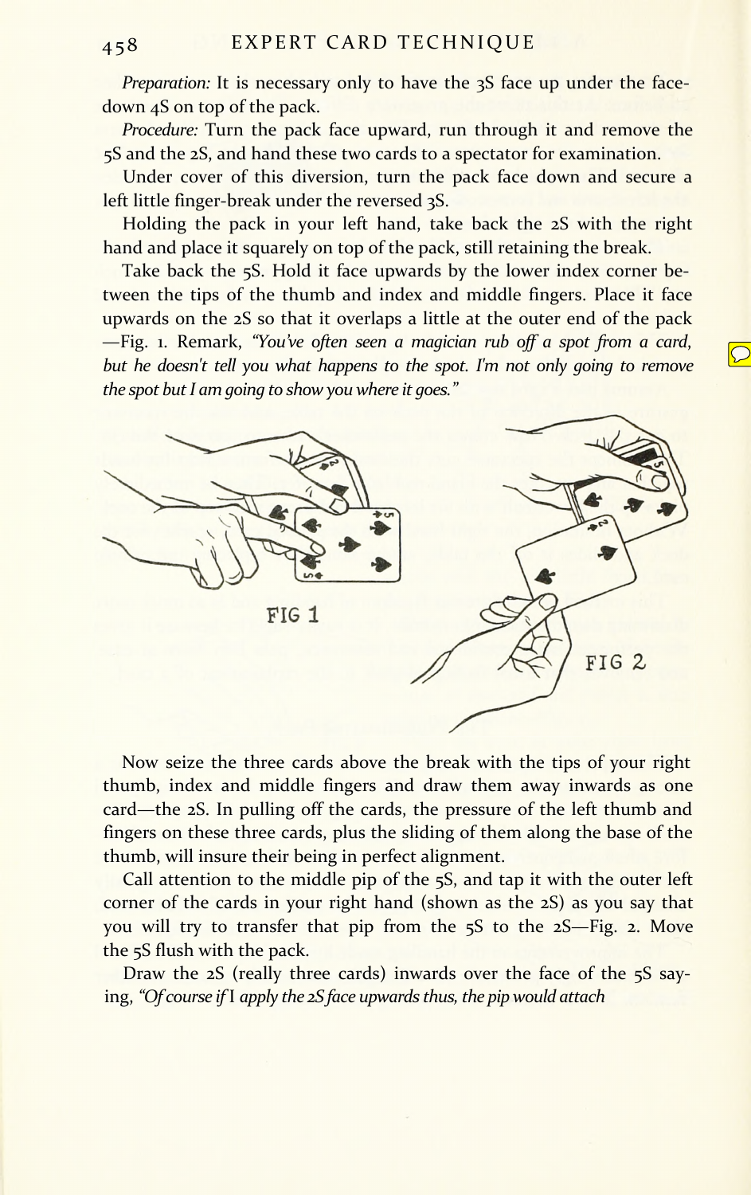*Preparation:* It is necessary only to have the 3S face up under the face-down 4S on top of the pack.

*Procedure:* Turn the pack face upward, run through it and remove the 5S and the 2S, and hand these two cards to a spectator for examination.

Under cover of this diversion, turn the pack face down and secure a left little finger-break under the reversed 3S.

Holding the pack in your left hand, take back the 2S with the right hand and place it squarely on top of the pack, still retaining the break.

Take back the 5S. Hold it face upwards by the lower index corner between the tips of the thumb and index and middle fingers. Place it face upwards on the 2S so that it overlaps a little at the outer end of the pack —Fig. 1. Remark, *"You've often seen a magician rub off a spot from a card, but he doesn't tell you what happens to the spot. I'm not only going to remove the spot but I am going to show you where it goes."*

FIG 1

FIG 2

Now seize the three cards above the break with the tips of your right thumb, index and middle fingers and draw them away inwards as one card—the 2S. In pulling off the cards, the pressure of the left thumb and fingers on these three cards, plus the sliding of them along the base of the thumb, will insure their being in perfect alignment.

Call attention to the middle pip of the 5S, and tap it with the outer left corner of the cards in your right hand (shown as the 2S) as you say that you will try to transfer that pip from the 5S to the 2S—Fig. 2. Move the 5S flush with the pack.

Draw the 2S (really three cards) inwards over the face of the 5S saying, *"Of course if I apply the 2S face upwards thus, the pip would attach*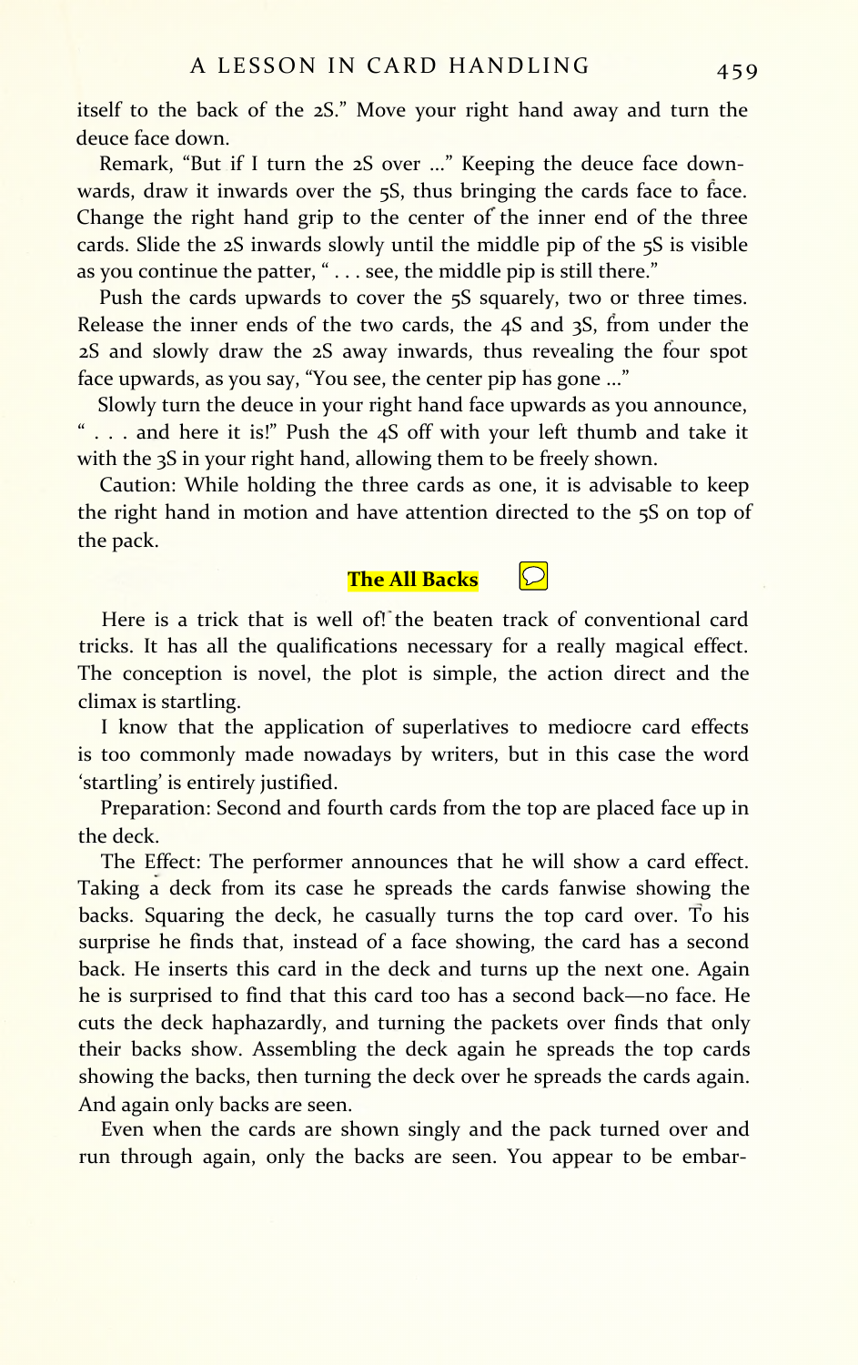itself to the back of the 2S." Move your right hand away and turn the deuce face down.

Remark, "But if I turn the 2S over ..." Keeping the deuce face downwards, draw it inwards over the 5S, thus bringing the cards face to face. Change the right hand grip to the center of the inner end of the three cards. Slide the 2S inwards slowly until the middle pip of the 5S is visible as you continue the patter, " . . . see, the middle pip is still there."

Push the cards upwards to cover the 5S squarely, two or three times. Release the inner ends of the two cards, the 4S and 3S, from under the 2S and slowly draw the 2S away inwards, thus revealing the four spot face upwards, as you say, "You see, the center pip has gone ..."

Slowly turn the deuce in your right hand face upwards as you announce, " . . . and here it is!" Push the 4S off with your left thumb and take it with the 3S in your right hand, allowing them to be freely shown.

Caution: While holding the three cards as one, it is advisable to keep the right hand in motion and have attention directed to the 5S on top of the pack.

## The All Backs

Here is a trick that is well off the beaten track of conventional card tricks. It has all the qualifications necessary for a really magical effect. The conception is novel, the plot is simple, the action direct and the climax is startling.

I know that the application of superlatives to mediocre card effects is too commonly made nowadays by writers, but in this case the word 'startling' is entirely justified.

Preparation: Second and fourth cards from the top are placed face up in the deck.

The Effect: The performer announces that he will show a card effect. Taking a deck from its case he spreads the cards fanwise showing the backs. Squaring the deck, he casually turns the top card over. To his surprise he finds that, instead of a face showing, the card has a second back. He inserts this card in the deck and turns up the next one. Again he is surprised to find that this card too has a second back—no face. He cuts the deck haphazardly, and turning the packets over finds that only their backs show. Assembling the deck again he spreads the top cards showing the backs, then turning the deck over he spreads the cards again. And again only backs are seen.

Even when the cards are shown singly and the pack turned over and run through again, only the backs are seen. You appear to be embar-